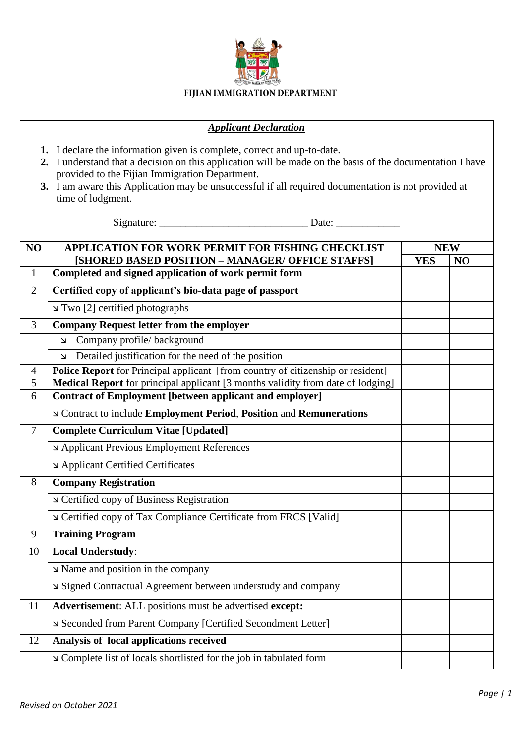**FIJIAN IMMIGRATION DEPARTMENT**

## ***Applicant Declaration***

1. I declare the information given is complete, correct and up-to-date.
2. I understand that a decision on this application will be made on the basis of the documentation I have provided to the Fijian Immigration Department.
3. I am aware this Application may be unsuccessful if all required documentation is not provided at time of lodgment.

Signature: ___________________________ Date: ____________

| NO | APPLICATION FOR WORK PERMIT FOR FISHING CHECKLIST [SHORED BASED POSITION – MANAGER/ OFFICE STAFFS] | NEW | |
|---|---|---|---|
| | | YES | NO |
| 1 | **Completed and signed application of work permit form** | | |
| 2 | **Certified copy of applicant's bio-data page of passport** | | |
| | ↘ Two [2] certified photographs | | |
| 3 | **Company Request letter from the employer** | | |
| | ↘ Company profile/ background | | |
| | ↘ Detailed justification for the need of the position | | |
| 4 | **Police Report** for Principal applicant [from country of citizenship or resident] | | |
| 5 | **Medical Report** for principal applicant [3 months validity from date of lodging] | | |
| 6 | **Contract of Employment [between applicant and employer]** | | |
| | ↘ Contract to include **Employment Period**, **Position** and **Remunerations** | | |
| 7 | **Complete Curriculum Vitae [Updated]** | | |
| | ↘ Applicant Previous Employment References | | |
| | ↘ Applicant Certified Certificates | | |
| 8 | **Company Registration** | | |
| | ↘ Certified copy of Business Registration | | |
| | ↘ Certified copy of Tax Compliance Certificate from FRCS [Valid] | | |
| 9 | **Training Program** | | |
| 10 | **Local Understudy**: | | |
| | ↘ Name and position in the company | | |
| | ↘ Signed Contractual Agreement between understudy and company | | |
| 11 | **Advertisement**: ALL positions must be advertised **except:** | | |
| | ↘ Seconded from Parent Company [Certified Secondment Letter] | | |
| 12 | **Analysis of local applications received** | | |
| | ↘ Complete list of locals shortlisted for the job in tabulated form | | |

*Revised on October 2021*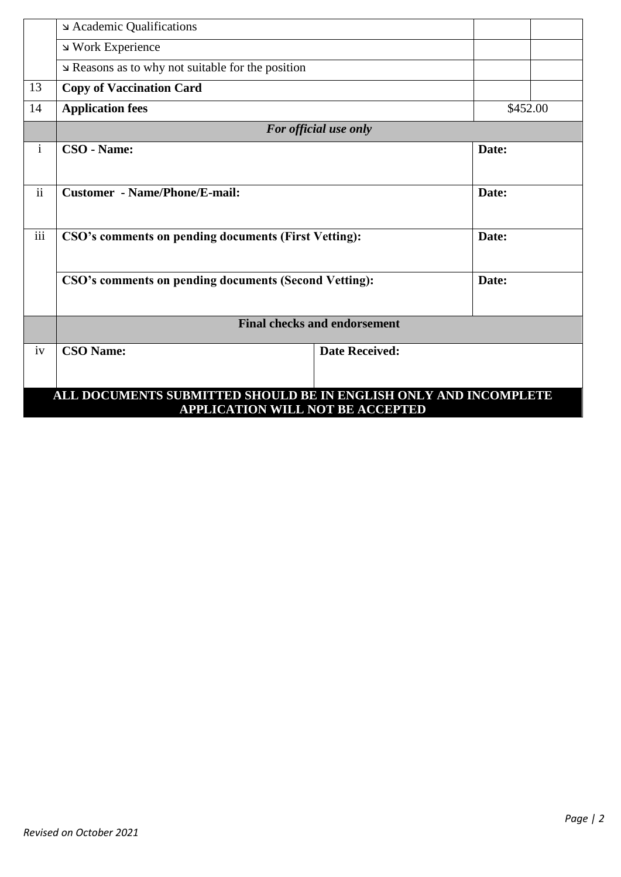| | | | |
|---|---|---|---|
| | ↘ Academic Qualifications | | |
| | ↘ Work Experience | | |
| | ↘ Reasons as to why not suitable for the position | | |
| 13 | **Copy of Vaccination Card** | | |
| 14 | **Application fees** | $452.00 | |
| | ***For official use only*** | | |
| i | **CSO - Name:** | **Date:** | |
| ii | **Customer - Name/Phone/E-mail:** | **Date:** | |
| iii | **CSO's comments on pending documents (First Vetting):** | **Date:** | |
| | **CSO's comments on pending documents (Second Vetting):** | **Date:** | |
| | **Final checks and endorsement** | | |
| iv | **CSO Name:** | **Date Received:** | |

**ALL DOCUMENTS SUBMITTED SHOULD BE IN ENGLISH ONLY AND INCOMPLETE APPLICATION WILL NOT BE ACCEPTED**

*Revised on October 2021*